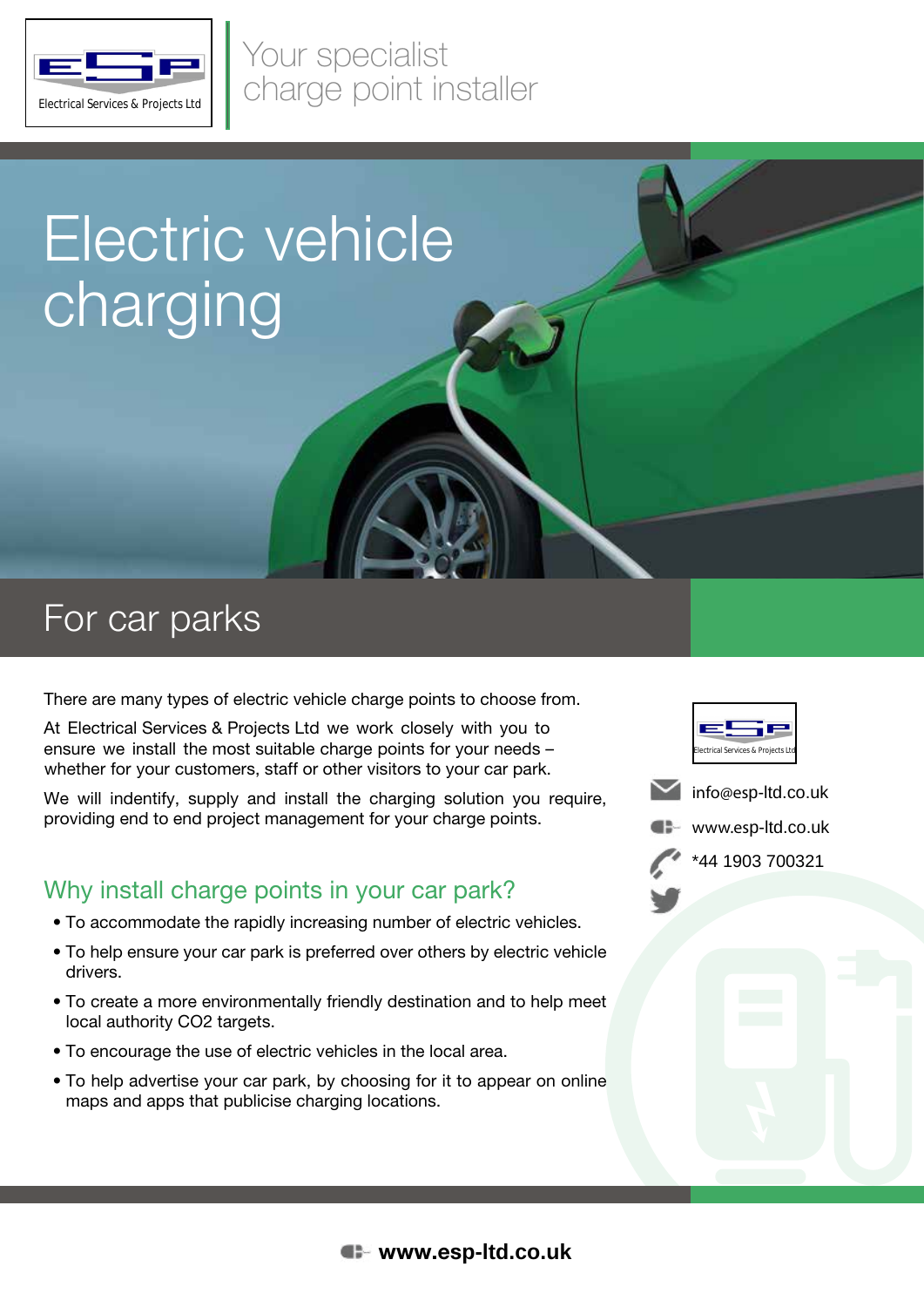Electrical Services & Projects Ltd

Your specialist
charge point installer

# Electric vehicle charging

## For car parks

There are many types of electric vehicle charge points to choose from.

At Electrical Services & Projects Ltd we work closely with you to ensure we install the most suitable charge points for your needs – whether for your customers, staff or other visitors to your car park.

We will indentify, supply and install the charging solution you require, providing end to end project management for your charge points.

### Why install charge points in your car park?

- To accommodate the rapidly increasing number of electric vehicles.
- To help ensure your car park is preferred over others by electric vehicle drivers.
- To create a more environmentally friendly destination and to help meet local authority CO2 targets.
- To encourage the use of electric vehicles in the local area.
- To help advertise your car park, by choosing for it to appear on online maps and apps that publicise charging locations.

Electrical Services & Projects Ltd

info@esp-ltd.co.uk

www.esp-ltd.co.uk

*44 1903 700321

**www.esp-ltd.co.uk**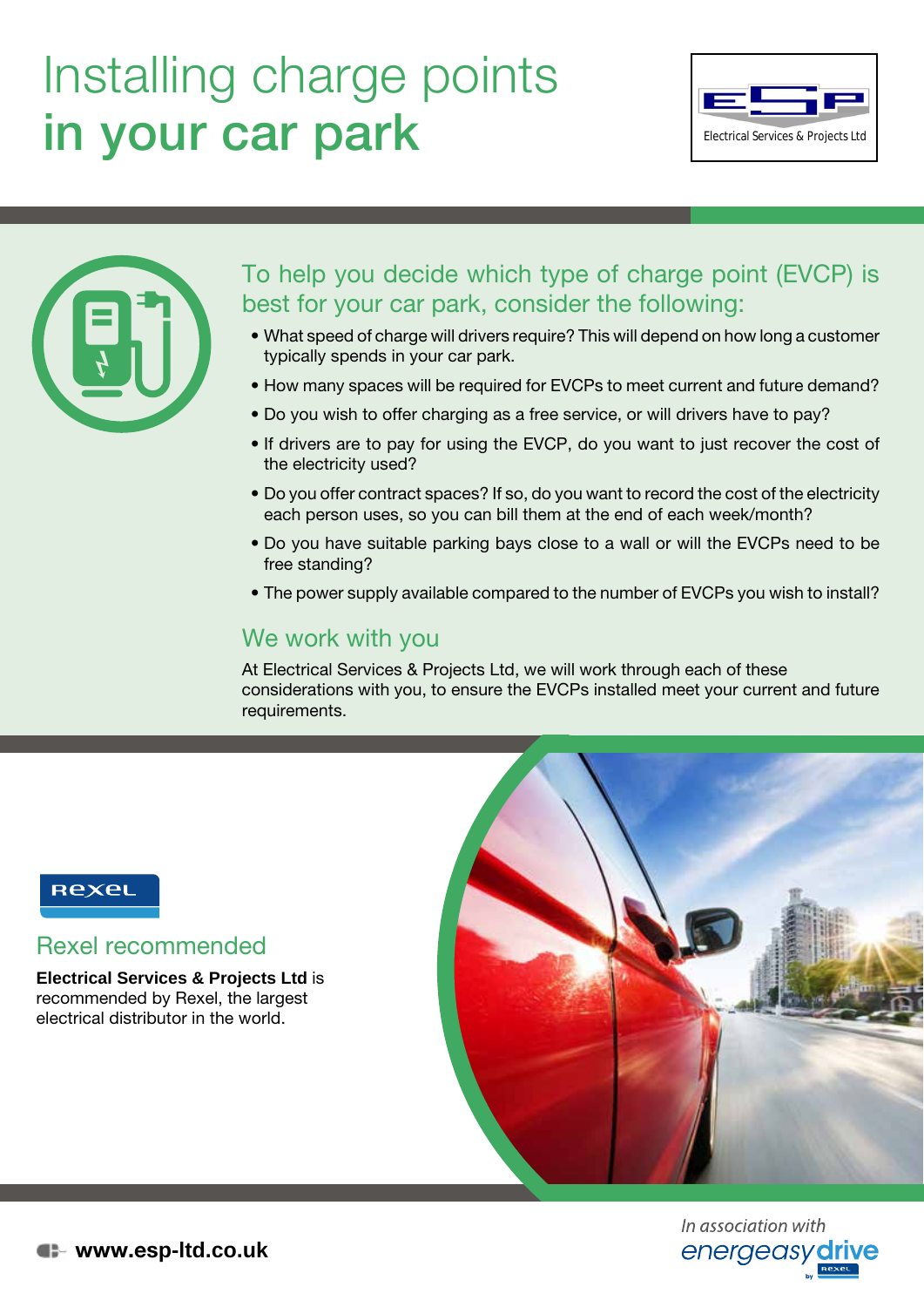# Installing charge points **in your car park**

Electrical Services & Projects Ltd

## To help you decide which type of charge point (EVCP) is best for your car park, consider the following:

- What speed of charge will drivers require? This will depend on how long a customer typically spends in your car park.
- How many spaces will be required for EVCPs to meet current and future demand?
- Do you wish to offer charging as a free service, or will drivers have to pay?
- If drivers are to pay for using the EVCP, do you want to just recover the cost of the electricity used?
- Do you offer contract spaces? If so, do you want to record the cost of the electricity each person uses, so you can bill them at the end of each week/month?
- Do you have suitable parking bays close to a wall or will the EVCPs need to be free standing?
- The power supply available compared to the number of EVCPs you wish to install?

## We work with you

At Electrical Services & Projects Ltd, we will work through each of these considerations with you, to ensure the EVCPs installed meet your current and future requirements.

Rexel

## Rexel recommended

**Electrical Services & Projects Ltd** is recommended by Rexel, the largest electrical distributor in the world.

**www.esp-ltd.co.uk**

*In association with* energeasy drive by Rexel